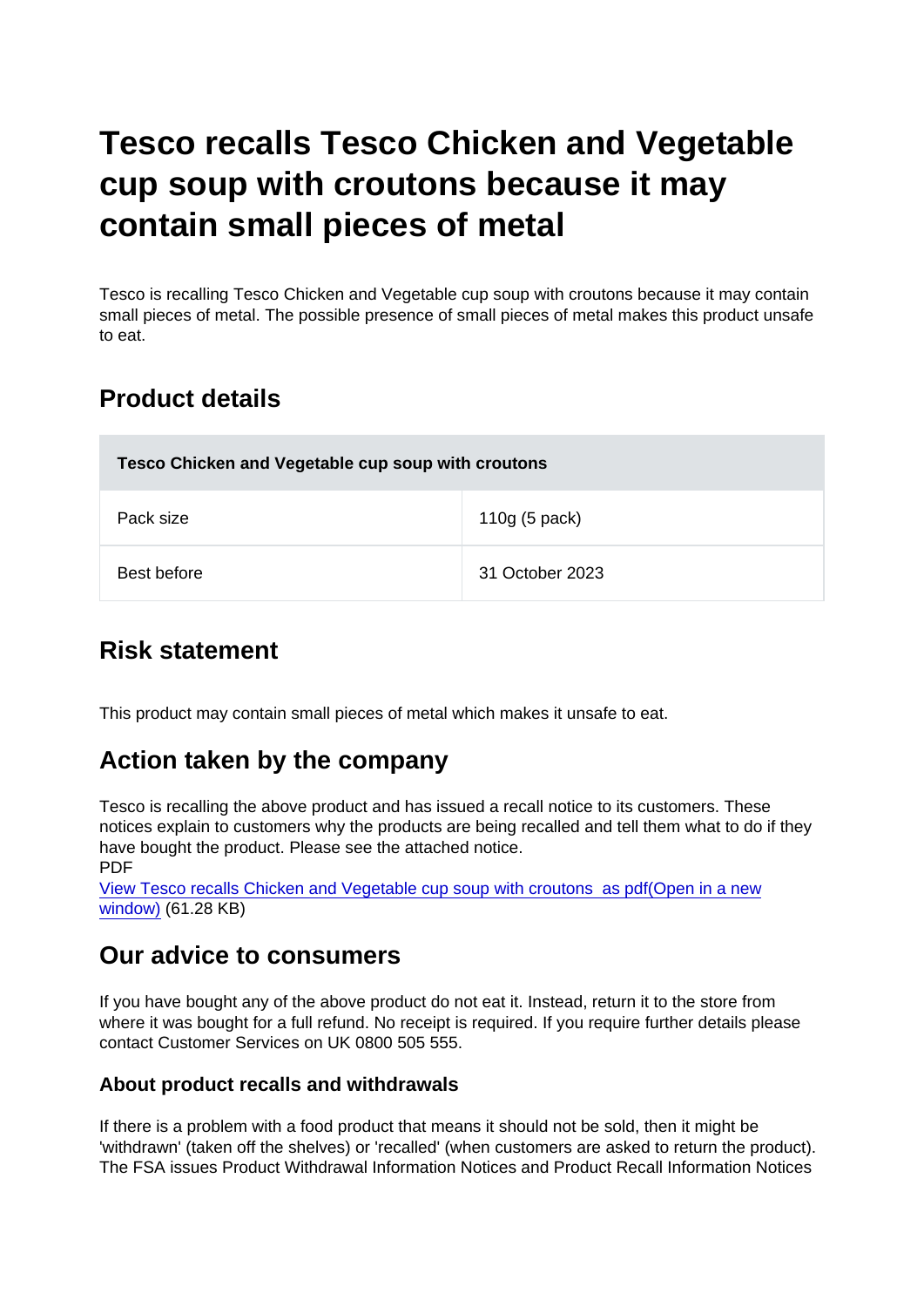# Tesco recalls Tesco Chicken and Vegetable cup soup with croutons because it may contain small pieces of metal

Tesco is recalling Tesco Chicken and Vegetable cup soup with croutons because it may contain small pieces of metal. The possible presence of small pieces of metal makes this product unsafe to eat.

## Product details

| Tesco Chicken and Vegetable cup soup with croutons | |
|---|---|
| Pack size | 110g (5 pack) |
| Best before | 31 October 2023 |

## Risk statement

This product may contain small pieces of metal which makes it unsafe to eat.

## Action taken by the company

Tesco is recalling the above product and has issued a recall notice to its customers. These notices explain to customers why the products are being recalled and tell them what to do if they have bought the product. Please see the attached notice.

PDF

View Tesco recalls Chicken and Vegetable cup soup with croutons as pdf(Open in a new window) (61.28 KB)

## Our advice to consumers

If you have bought any of the above product do not eat it. Instead, return it to the store from where it was bought for a full refund. No receipt is required. If you require further details please contact Customer Services on UK 0800 505 555.

### About product recalls and withdrawals

If there is a problem with a food product that means it should not be sold, then it might be 'withdrawn' (taken off the shelves) or 'recalled' (when customers are asked to return the product). The FSA issues Product Withdrawal Information Notices and Product Recall Information Notices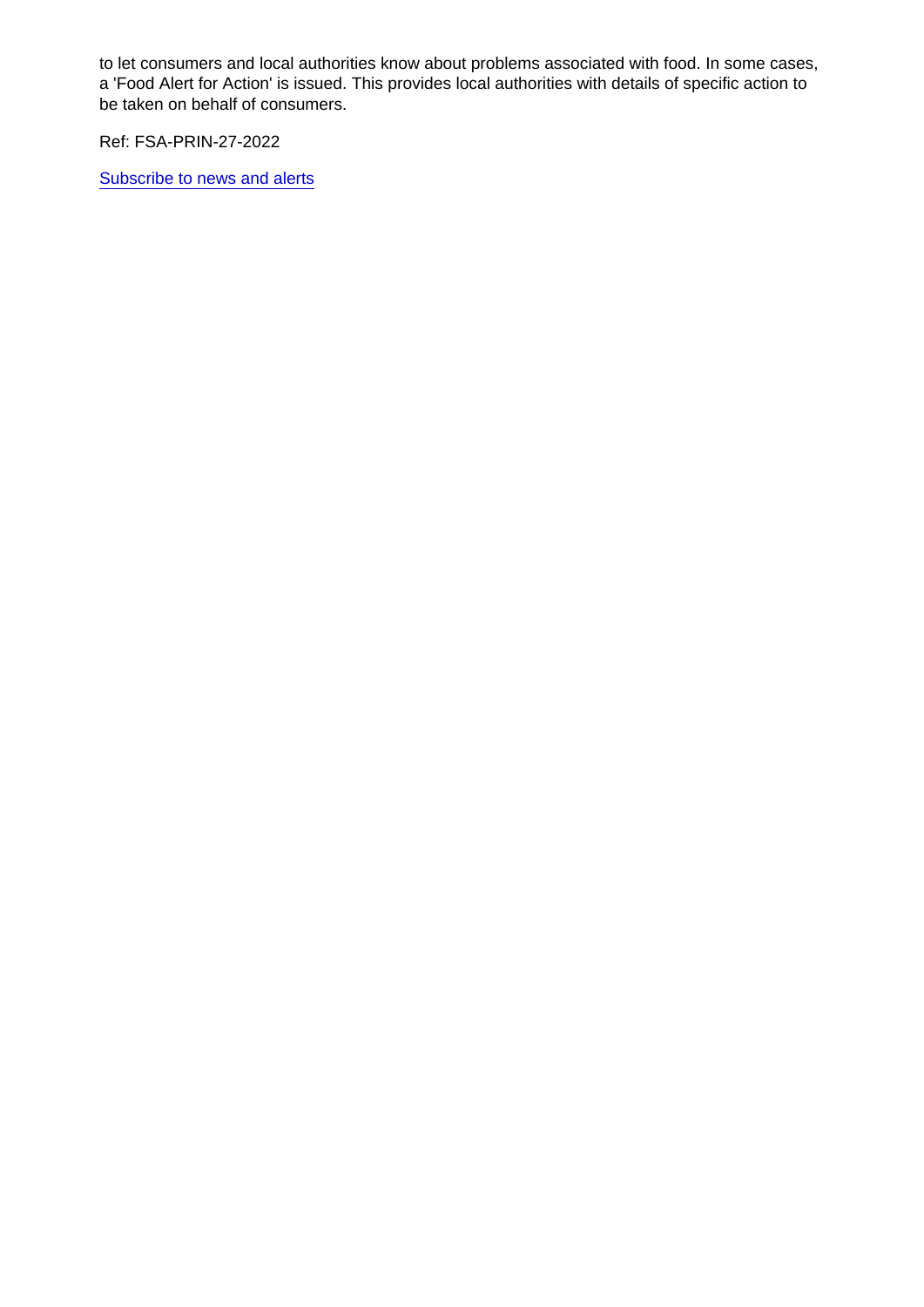to let consumers and local authorities know about problems associated with food. In some cases, a 'Food Alert for Action' is issued. This provides local authorities with details of specific action to be taken on behalf of consumers.

Ref: FSA-PRIN-27-2022

[Subscribe to news and alerts]